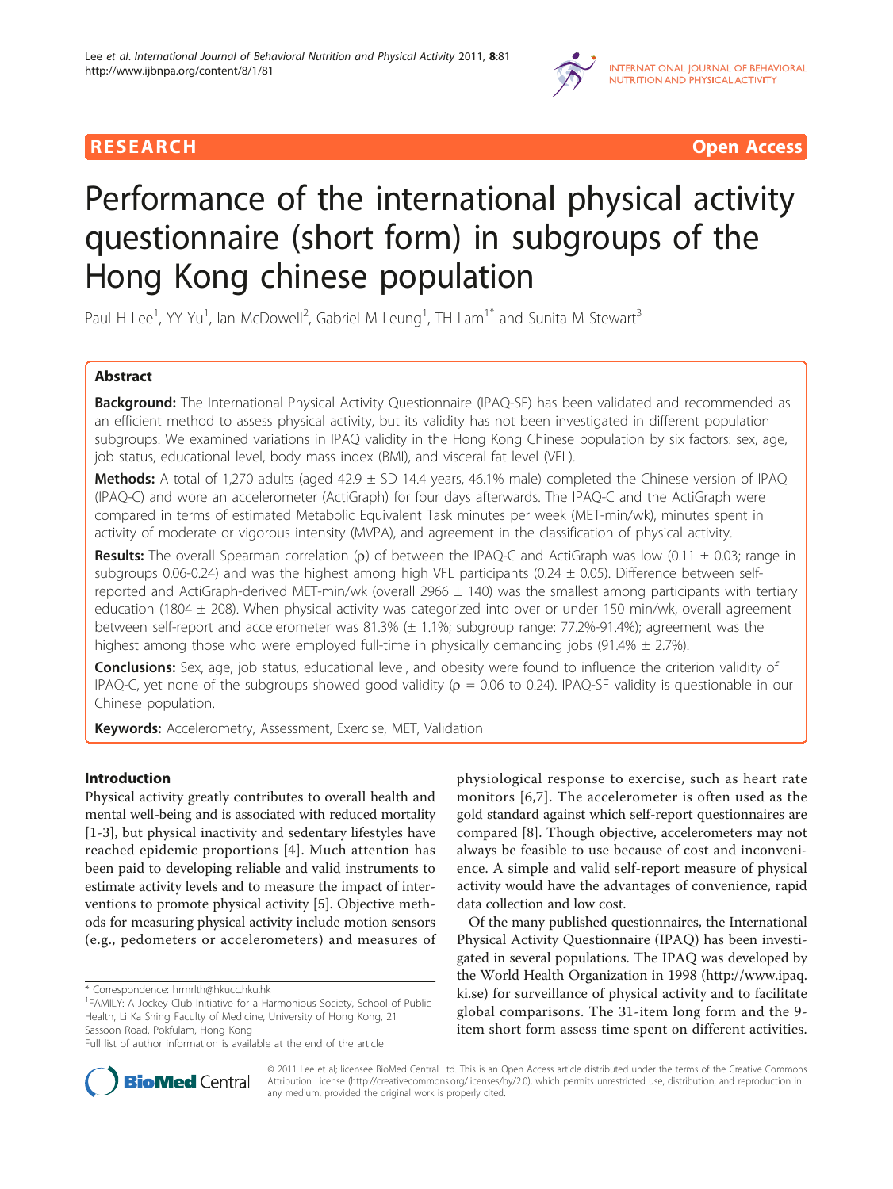**RESEARCH** **Open Access**

# Performance of the international physical activity questionnaire (short form) in subgroups of the Hong Kong chinese population

Paul H Lee[1], YY Yu[1], Ian McDowell[2], Gabriel M Leung[1], TH Lam[1*] and Sunita M Stewart[3]

## Abstract

**Background:** The International Physical Activity Questionnaire (IPAQ-SF) has been validated and recommended as an efficient method to assess physical activity, but its validity has not been investigated in different population subgroups. We examined variations in IPAQ validity in the Hong Kong Chinese population by six factors: sex, age, job status, educational level, body mass index (BMI), and visceral fat level (VFL).

**Methods:** A total of 1,270 adults (aged 42.9 ± SD 14.4 years, 46.1% male) completed the Chinese version of IPAQ (IPAQ-C) and wore an accelerometer (ActiGraph) for four days afterwards. The IPAQ-C and the ActiGraph were compared in terms of estimated Metabolic Equivalent Task minutes per week (MET-min/wk), minutes spent in activity of moderate or vigorous intensity (MVPA), and agreement in the classification of physical activity.

**Results:** The overall Spearman correlation (ρ) of between the IPAQ-C and ActiGraph was low (0.11 ± 0.03; range in subgroups 0.06-0.24) and was the highest among high VFL participants (0.24 ± 0.05). Difference between self-reported and ActiGraph-derived MET-min/wk (overall 2966 ± 140) was the smallest among participants with tertiary education (1804 ± 208). When physical activity was categorized into over or under 150 min/wk, overall agreement between self-report and accelerometer was 81.3% (± 1.1%; subgroup range: 77.2%-91.4%); agreement was the highest among those who were employed full-time in physically demanding jobs (91.4% ± 2.7%).

**Conclusions:** Sex, age, job status, educational level, and obesity were found to influence the criterion validity of IPAQ-C, yet none of the subgroups showed good validity (ρ = 0.06 to 0.24). IPAQ-SF validity is questionable in our Chinese population.

**Keywords:** Accelerometry, Assessment, Exercise, MET, Validation

## Introduction

Physical activity greatly contributes to overall health and mental well-being and is associated with reduced mortality [1-3], but physical inactivity and sedentary lifestyles have reached epidemic proportions [4]. Much attention has been paid to developing reliable and valid instruments to estimate activity levels and to measure the impact of interventions to promote physical activity [5]. Objective methods for measuring physical activity include motion sensors (e.g., pedometers or accelerometers) and measures of physiological response to exercise, such as heart rate monitors [6,7]. The accelerometer is often used as the gold standard against which self-report questionnaires are compared [8]. Though objective, accelerometers may not always be feasible to use because of cost and inconvenience. A simple and valid self-report measure of physical activity would have the advantages of convenience, rapid data collection and low cost.

Of the many published questionnaires, the International Physical Activity Questionnaire (IPAQ) has been investigated in several populations. The IPAQ was developed by the World Health Organization in 1998 (http://www.ipaq.ki.se) for surveillance of physical activity and to facilitate global comparisons. The 31-item long form and the 9-item short form assess time spent on different activities.

\* Correspondence: hrmrlth@hkucc.hku.hk

[1]FAMILY: A Jockey Club Initiative for a Harmonious Society, School of Public Health, Li Ka Shing Faculty of Medicine, University of Hong Kong, 21 Sassoon Road, Pokfulam, Hong Kong

Full list of author information is available at the end of the article

© 2011 Lee et al; licensee BioMed Central Ltd. This is an Open Access article distributed under the terms of the Creative Commons Attribution License (http://creativecommons.org/licenses/by/2.0), which permits unrestricted use, distribution, and reproduction in any medium, provided the original work is properly cited.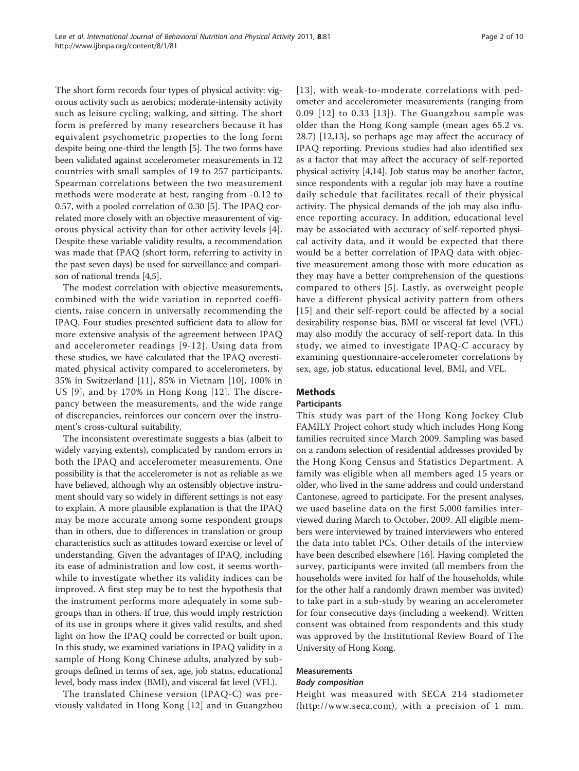The short form records four types of physical activity: vigorous activity such as aerobics; moderate-intensity activity such as leisure cycling; walking, and sitting. The short form is preferred by many researchers because it has equivalent psychometric properties to the long form despite being one-third the length [5]. The two forms have been validated against accelerometer measurements in 12 countries with small samples of 19 to 257 participants. Spearman correlations between the two measurement methods were moderate at best, ranging from -0.12 to 0.57, with a pooled correlation of 0.30 [5]. The IPAQ correlated more closely with an objective measurement of vigorous physical activity than for other activity levels [4]. Despite these variable validity results, a recommendation was made that IPAQ (short form, referring to activity in the past seven days) be used for surveillance and comparison of national trends [4,5].

The modest correlation with objective measurements, combined with the wide variation in reported coefficients, raise concern in universally recommending the IPAQ. Four studies presented sufficient data to allow for more extensive analysis of the agreement between IPAQ and accelerometer readings [9-12]. Using data from these studies, we have calculated that the IPAQ overestimated physical activity compared to accelerometers, by 35% in Switzerland [11], 85% in Vietnam [10], 100% in US [9], and by 170% in Hong Kong [12]. The discrepancy between the measurements, and the wide range of discrepancies, reinforces our concern over the instrument's cross-cultural suitability.

The inconsistent overestimate suggests a bias (albeit to widely varying extents), complicated by random errors in both the IPAQ and accelerometer measurements. One possibility is that the accelerometer is not as reliable as we have believed, although why an ostensibly objective instrument should vary so widely in different settings is not easy to explain. A more plausible explanation is that the IPAQ may be more accurate among some respondent groups than in others, due to differences in translation or group characteristics such as attitudes toward exercise or level of understanding. Given the advantages of IPAQ, including its ease of administration and low cost, it seems worthwhile to investigate whether its validity indices can be improved. A first step may be to test the hypothesis that the instrument performs more adequately in some subgroups than in others. If true, this would imply restriction of its use in groups where it gives valid results, and shed light on how the IPAQ could be corrected or built upon. In this study, we examined variations in IPAQ validity in a sample of Hong Kong Chinese adults, analyzed by subgroups defined in terms of sex, age, job status, educational level, body mass index (BMI), and visceral fat level (VFL).

The translated Chinese version (IPAQ-C) was previously validated in Hong Kong [12] and in Guangzhou [13], with weak-to-moderate correlations with pedometer and accelerometer measurements (ranging from 0.09 [12] to 0.33 [13]). The Guangzhou sample was older than the Hong Kong sample (mean ages 65.2 vs. 28.7) [12,13], so perhaps age may affect the accuracy of IPAQ reporting. Previous studies had also identified sex as a factor that may affect the accuracy of self-reported physical activity [4,14]. Job status may be another factor, since respondents with a regular job may have a routine daily schedule that facilitates recall of their physical activity. The physical demands of the job may also influence reporting accuracy. In addition, educational level may be associated with accuracy of self-reported physical activity data, and it would be expected that there would be a better correlation of IPAQ data with objective measurement among those with more education as they may have a better comprehension of the questions compared to others [5]. Lastly, as overweight people have a different physical activity pattern from others [15] and their self-report could be affected by a social desirability response bias, BMI or visceral fat level (VFL) may also modify the accuracy of self-report data. In this study, we aimed to investigate IPAQ-C accuracy by examining questionnaire-accelerometer correlations by sex, age, job status, educational level, BMI, and VFL.

## Methods

### Participants

This study was part of the Hong Kong Jockey Club FAMILY Project cohort study which includes Hong Kong families recruited since March 2009. Sampling was based on a random selection of residential addresses provided by the Hong Kong Census and Statistics Department. A family was eligible when all members aged 15 years or older, who lived in the same address and could understand Cantonese, agreed to participate. For the present analyses, we used baseline data on the first 5,000 families interviewed during March to October, 2009. All eligible members were interviewed by trained interviewers who entered the data into tablet PCs. Other details of the interview have been described elsewhere [16]. Having completed the survey, participants were invited (all members from the households were invited for half of the households, while for the other half a randomly drawn member was invited) to take part in a sub-study by wearing an accelerometer for four consecutive days (including a weekend). Written consent was obtained from respondents and this study was approved by the Institutional Review Board of The University of Hong Kong.

### Measurements

#### *Body composition*

Height was measured with SECA 214 stadiometer (http://www.seca.com), with a precision of 1 mm.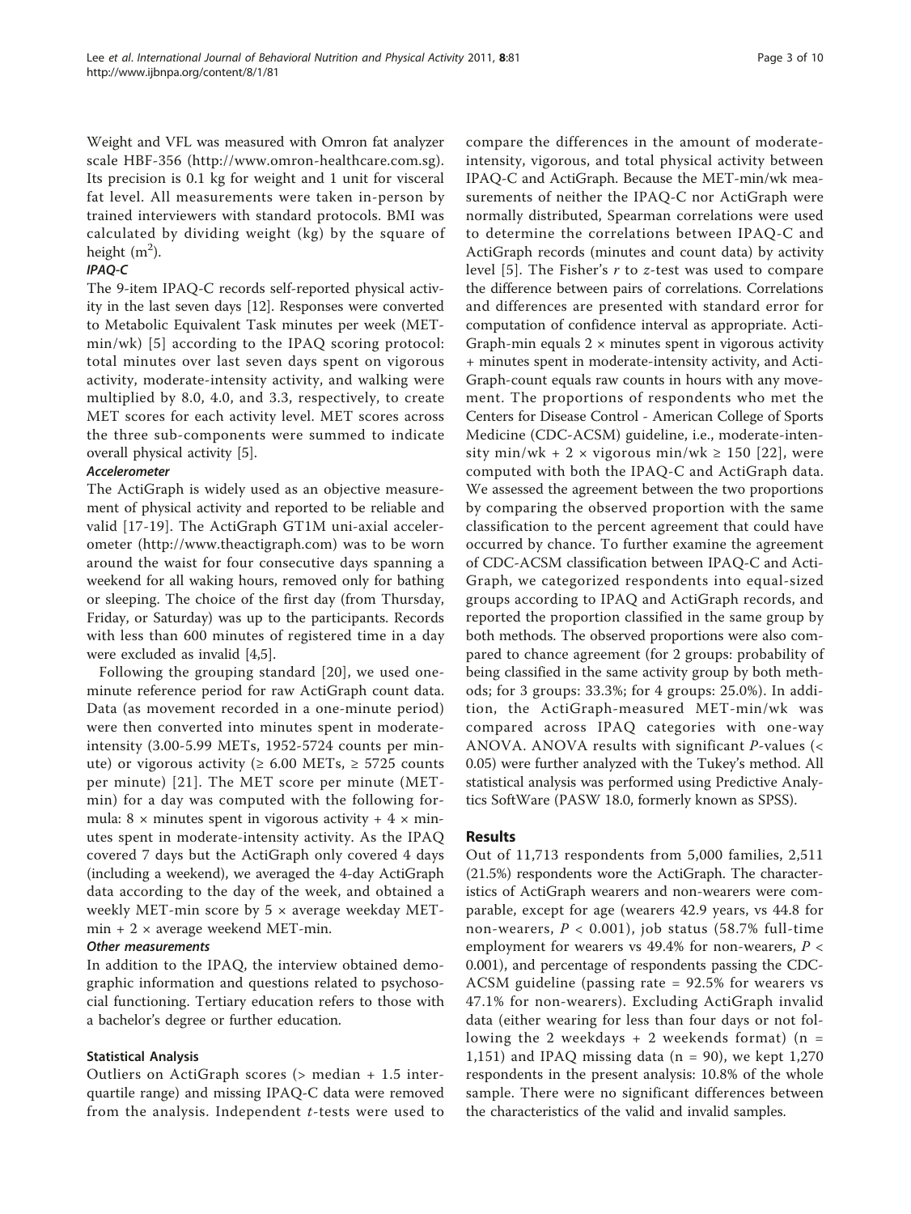Weight and VFL was measured with Omron fat analyzer scale HBF-356 (http://www.omron-healthcare.com.sg). Its precision is 0.1 kg for weight and 1 unit for visceral fat level. All measurements were taken in-person by trained interviewers with standard protocols. BMI was calculated by dividing weight (kg) by the square of height ($m^2$).

#### *IPAQ-C*

The 9-item IPAQ-C records self-reported physical activity in the last seven days [12]. Responses were converted to Metabolic Equivalent Task minutes per week (MET-min/wk) [5] according to the IPAQ scoring protocol: total minutes over last seven days spent on vigorous activity, moderate-intensity activity, and walking were multiplied by 8.0, 4.0, and 3.3, respectively, to create MET scores for each activity level. MET scores across the three sub-components were summed to indicate overall physical activity [5].

#### *Accelerometer*

The ActiGraph is widely used as an objective measurement of physical activity and reported to be reliable and valid [17-19]. The ActiGraph GT1M uni-axial accelerometer (http://www.theactigraph.com) was to be worn around the waist for four consecutive days spanning a weekend for all waking hours, removed only for bathing or sleeping. The choice of the first day (from Thursday, Friday, or Saturday) was up to the participants. Records with less than 600 minutes of registered time in a day were excluded as invalid [4,5].

Following the grouping standard [20], we used one-minute reference period for raw ActiGraph count data. Data (as movement recorded in a one-minute period) were then converted into minutes spent in moderate-intensity (3.00-5.99 METs, 1952-5724 counts per minute) or vigorous activity (≥ 6.00 METs, ≥ 5725 counts per minute) [21]. The MET score per minute (MET-min) for a day was computed with the following formula: 8 × minutes spent in vigorous activity + 4 × minutes spent in moderate-intensity activity. As the IPAQ covered 7 days but the ActiGraph only covered 4 days (including a weekend), we averaged the 4-day ActiGraph data according to the day of the week, and obtained a weekly MET-min score by 5 × average weekday MET-min + 2 × average weekend MET-min.

#### *Other measurements*

In addition to the IPAQ, the interview obtained demographic information and questions related to psychosocial functioning. Tertiary education refers to those with a bachelor's degree or further education.

### Statistical Analysis

Outliers on ActiGraph scores (> median + 1.5 interquartile range) and missing IPAQ-C data were removed from the analysis. Independent *t*-tests were used to compare the differences in the amount of moderate-intensity, vigorous, and total physical activity between IPAQ-C and ActiGraph. Because the MET-min/wk measurements of neither the IPAQ-C nor ActiGraph were normally distributed, Spearman correlations were used to determine the correlations between IPAQ-C and ActiGraph records (minutes and count data) by activity level [5]. The Fisher's *r* to *z*-test was used to compare the difference between pairs of correlations. Correlations and differences are presented with standard error for computation of confidence interval as appropriate. ActiGraph-min equals 2 × minutes spent in vigorous activity + minutes spent in moderate-intensity activity, and ActiGraph-count equals raw counts in hours with any movement. The proportions of respondents who met the Centers for Disease Control - American College of Sports Medicine (CDC-ACSM) guideline, i.e., moderate-intensity min/wk + 2 × vigorous min/wk ≥ 150 [22], were computed with both the IPAQ-C and ActiGraph data. We assessed the agreement between the two proportions by comparing the observed proportion with the same classification to the percent agreement that could have occurred by chance. To further examine the agreement of CDC-ACSM classification between IPAQ-C and ActiGraph, we categorized respondents into equal-sized groups according to IPAQ and ActiGraph records, and reported the proportion classified in the same group by both methods. The observed proportions were also compared to chance agreement (for 2 groups: probability of being classified in the same activity group by both methods; for 3 groups: 33.3%; for 4 groups: 25.0%). In addition, the ActiGraph-measured MET-min/wk was compared across IPAQ categories with one-way ANOVA. ANOVA results with significant *P*-values (< 0.05) were further analyzed with the Tukey's method. All statistical analysis was performed using Predictive Analytics SoftWare (PASW 18.0, formerly known as SPSS).

## Results

Out of 11,713 respondents from 5,000 families, 2,511 (21.5%) respondents wore the ActiGraph. The characteristics of ActiGraph wearers and non-wearers were comparable, except for age (wearers 42.9 years, vs 44.8 for non-wearers, $P < 0.001$), job status (58.7% full-time employment for wearers vs 49.4% for non-wearers, $P < 0.001$), and percentage of respondents passing the CDC-ACSM guideline (passing rate = 92.5% for wearers vs 47.1% for non-wearers). Excluding ActiGraph invalid data (either wearing for less than four days or not following the 2 weekdays + 2 weekends format) (n = 1,151) and IPAQ missing data (n = 90), we kept 1,270 respondents in the present analysis: 10.8% of the whole sample. There were no significant differences between the characteristics of the valid and invalid samples.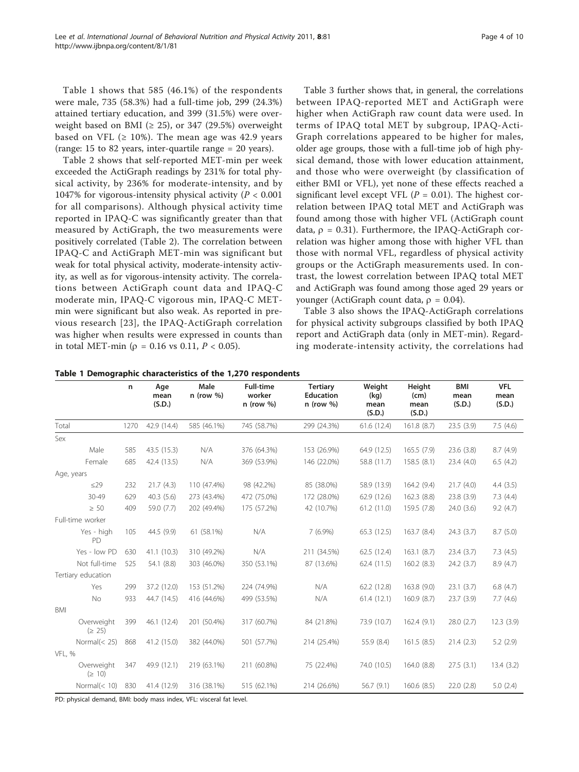Table 1 shows that 585 (46.1%) of the respondents were male, 735 (58.3%) had a full-time job, 299 (24.3%) attained tertiary education, and 399 (31.5%) were overweight based on BMI (≥ 25), or 347 (29.5%) overweight based on VFL (≥ 10%). The mean age was 42.9 years (range: 15 to 82 years, inter-quartile range = 20 years).

Table 2 shows that self-reported MET-min per week exceeded the ActiGraph readings by 231% for total physical activity, by 236% for moderate-intensity, and by 1047% for vigorous-intensity physical activity ($P < 0.001$ for all comparisons). Although physical activity time reported in IPAQ-C was significantly greater than that measured by ActiGraph, the two measurements were positively correlated (Table 2). The correlation between IPAQ-C and ActiGraph MET-min was significant but weak for total physical activity, moderate-intensity activity, as well as for vigorous-intensity activity. The correlations between ActiGraph count data and IPAQ-C moderate min, IPAQ-C vigorous min, IPAQ-C MET-min were significant but also weak. As reported in previous research [23], the IPAQ-ActiGraph correlation was higher when results were expressed in counts than in total MET-min ($\rho$ = 0.16 vs 0.11, $P < 0.05$).

Table 3 further shows that, in general, the correlations between IPAQ-reported MET and ActiGraph were higher when ActiGraph raw count data were used. In terms of IPAQ total MET by subgroup, IPAQ-ActiGraph correlations appeared to be higher for males, older age groups, those with a full-time job of high physical demand, those with lower education attainment, and those who were overweight (by classification of either BMI or VFL), yet none of these effects reached a significant level except VFL ($P$ = 0.01). The highest correlation between IPAQ total MET and ActiGraph was found among those with higher VFL (ActiGraph count data, $\rho$ = 0.31). Furthermore, the IPAQ-ActiGraph correlation was higher among those with higher VFL than those with normal VFL, regardless of physical activity groups or the ActiGraph measurements used. In contrast, the lowest correlation between IPAQ total MET and ActiGraph was found among those aged 29 years or younger (ActiGraph count data, $\rho$ = 0.04).

Table 3 also shows the IPAQ-ActiGraph correlations for physical activity subgroups classified by both IPAQ report and ActiGraph data (only in MET-min). Regarding moderate-intensity activity, the correlations had

**Table 1 Demographic characteristics of the 1,270 respondents**

| | n | Age mean (S.D.) | Male n (row %) | Full-time worker n (row %) | Tertiary Education n (row %) | Weight (kg) mean (S.D.) | Height (cm) mean (S.D.) | BMI mean (S.D.) | VFL mean (S.D.) |
|---|---|---|---|---|---|---|---|---|---|
| Total | 1270 | 42.9 (14.4) | 585 (46.1%) | 745 (58.7%) | 299 (24.3%) | 61.6 (12.4) | 161.8 (8.7) | 23.5 (3.9) | 7.5 (4.6) |
| Sex | | | | | | | | | |
| Male | 585 | 43.5 (15.3) | N/A | 376 (64.3%) | 153 (26.9%) | 64.9 (12.5) | 165.5 (7.9) | 23.6 (3.8) | 8.7 (4.9) |
| Female | 685 | 42.4 (13.5) | N/A | 369 (53.9%) | 146 (22.0%) | 58.8 (11.7) | 158.5 (8.1) | 23.4 (4.0) | 6.5 (4.2) |
| Age, years | | | | | | | | | |
| ≤29 | 232 | 21.7 (4.3) | 110 (47.4%) | 98 (42.2%) | 85 (38.0%) | 58.9 (13.9) | 164.2 (9.4) | 21.7 (4.0) | 4.4 (3.5) |
| 30-49 | 629 | 40.3 (5.6) | 273 (43.4%) | 472 (75.0%) | 172 (28.0%) | 62.9 (12.6) | 162.3 (8.8) | 23.8 (3.9) | 7.3 (4.4) |
| ≥ 50 | 409 | 59.0 (7.7) | 202 (49.4%) | 175 (57.2%) | 42 (10.7%) | 61.2 (11.0) | 159.5 (7.8) | 24.0 (3.6) | 9.2 (4.7) |
| Full-time worker | | | | | | | | | |
| Yes - high PD | 105 | 44.5 (9.9) | 61 (58.1%) | N/A | 7 (6.9%) | 65.3 (12.5) | 163.7 (8.4) | 24.3 (3.7) | 8.7 (5.0) |
| Yes - low PD | 630 | 41.1 (10.3) | 310 (49.2%) | N/A | 211 (34.5%) | 62.5 (12.4) | 163.1 (8.7) | 23.4 (3.7) | 7.3 (4.5) |
| Not full-time | 525 | 54.1 (8.8) | 303 (46.0%) | 350 (53.1%) | 87 (13.6%) | 62.4 (11.5) | 160.2 (8.3) | 24.2 (3.7) | 8.9 (4.7) |
| Tertiary education | | | | | | | | | |
| Yes | 299 | 37.2 (12.0) | 153 (51.2%) | 224 (74.9%) | N/A | 62.2 (12.8) | 163.8 (9.0) | 23.1 (3.7) | 6.8 (4.7) |
| No | 933 | 44.7 (14.5) | 416 (44.6%) | 499 (53.5%) | N/A | 61.4 (12.1) | 160.9 (8.7) | 23.7 (3.9) | 7.7 (4.6) |
| BMI | | | | | | | | | |
| Overweight (≥ 25) | 399 | 46.1 (12.4) | 201 (50.4%) | 317 (60.7%) | 84 (21.8%) | 73.9 (10.7) | 162.4 (9.1) | 28.0 (2.7) | 12.3 (3.9) |
| Normal(< 25) | 868 | 41.2 (15.0) | 382 (44.0%) | 501 (57.7%) | 214 (25.4%) | 55.9 (8.4) | 161.5 (8.5) | 21.4 (2.3) | 5.2 (2.9) |
| VFL, % | | | | | | | | | |
| Overweight (≥ 10) | 347 | 49.9 (12.1) | 219 (63.1%) | 211 (60.8%) | 75 (22.4%) | 74.0 (10.5) | 164.0 (8.8) | 27.5 (3.1) | 13.4 (3.2) |
| Normal(< 10) | 830 | 41.4 (12.9) | 316 (38.1%) | 515 (62.1%) | 214 (26.6%) | 56.7 (9.1) | 160.6 (8.5) | 22.0 (2.8) | 5.0 (2.4) |

PD: physical demand, BMI: body mass index, VFL: visceral fat level.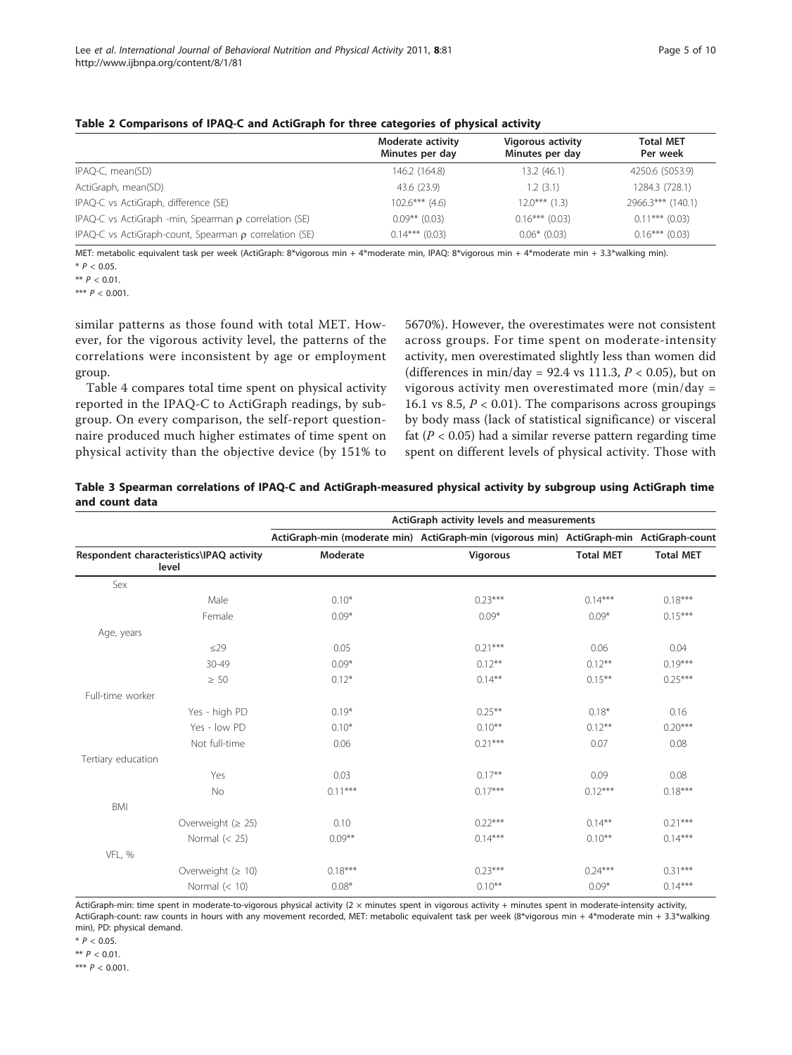**Table 2 Comparisons of IPAQ-C and ActiGraph for three categories of physical activity**

| | Moderate activity Minutes per day | Vigorous activity Minutes per day | Total MET Per week |
|---|---|---|---|
| IPAQ-C, mean(SD) | 146.2 (164.8) | 13.2 (46.1) | 4250.6 (5053.9) |
| ActiGraph, mean(SD) | 43.6 (23.9) | 1.2 (3.1) | 1284.3 (728.1) |
| IPAQ-C vs ActiGraph, difference (SE) | 102.6*** (4.6) | 12.0*** (1.3) | 2966.3*** (140.1) |
| IPAQ-C vs ActiGraph -min, Spearman ρ correlation (SE) | 0.09** (0.03) | 0.16*** (0.03) | 0.11*** (0.03) |
| IPAQ-C vs ActiGraph-count, Spearman ρ correlation (SE) | 0.14*** (0.03) | 0.06* (0.03) | 0.16*** (0.03) |

MET: metabolic equivalent task per week (ActiGraph: 8*vigorous min + 4*moderate min, IPAQ: 8*vigorous min + 4*moderate min + 3.3*walking min).

* $P < 0.05$.

** $P < 0.01$.

*** $P < 0.001$.

similar patterns as those found with total MET. However, for the vigorous activity level, the patterns of the correlations were inconsistent by age or employment group.

Table 4 compares total time spent on physical activity reported in the IPAQ-C to ActiGraph readings, by subgroup. On every comparison, the self-report questionnaire produced much higher estimates of time spent on physical activity than the objective device (by 151% to 5670%). However, the overestimates were not consistent across groups. For time spent on moderate-intensity activity, men overestimated slightly less than women did (differences in min/day = 92.4 vs 111.3, $P < 0.05$), but on vigorous activity men overestimated more (min/day = 16.1 vs 8.5, $P < 0.01$). The comparisons across groupings by body mass (lack of statistical significance) or visceral fat ($P < 0.05$) had a similar reverse pattern regarding time spent on different levels of physical activity. Those with

**Table 3 Spearman correlations of IPAQ-C and ActiGraph-measured physical activity by subgroup using ActiGraph time and count data**

| | | ActiGraph activity levels and measurements | | | |
|---|---|---|---|---|---|
| | | ActiGraph-min (moderate min) | ActiGraph-min (vigorous min) | ActiGraph-min | ActiGraph-count |
| Respondent characteristics\IPAQ activity level | | Moderate | Vigorous | Total MET | Total MET |
| Sex | | | | | |
| | Male | 0.10* | 0.23*** | 0.14*** | 0.18*** |
| | Female | 0.09* | 0.09* | 0.09* | 0.15*** |
| Age, years | | | | | |
| | ≤29 | 0.05 | 0.21*** | 0.06 | 0.04 |
| | 30-49 | 0.09* | 0.12** | 0.12** | 0.19*** |
| | ≥ 50 | 0.12* | 0.14** | 0.15** | 0.25*** |
| Full-time worker | | | | | |
| | Yes - high PD | 0.19* | 0.25** | 0.18* | 0.16 |
| | Yes - low PD | 0.10* | 0.10** | 0.12** | 0.20*** |
| | Not full-time | 0.06 | 0.21*** | 0.07 | 0.08 |
| Tertiary education | | | | | |
| | Yes | 0.03 | 0.17** | 0.09 | 0.08 |
| | No | 0.11*** | 0.17*** | 0.12*** | 0.18*** |
| BMI | | | | | |
| | Overweight (≥ 25) | 0.10 | 0.22*** | 0.14** | 0.21*** |
| | Normal (< 25) | 0.09** | 0.14*** | 0.10** | 0.14*** |
| VFL, % | | | | | |
| | Overweight (≥ 10) | 0.18*** | 0.23*** | 0.24*** | 0.31*** |
| | Normal (< 10) | 0.08* | 0.10** | 0.09* | 0.14*** |

ActiGraph-min: time spent in moderate-to-vigorous physical activity (2 × minutes spent in vigorous activity + minutes spent in moderate-intensity activity, ActiGraph-count: raw counts in hours with any movement recorded, MET: metabolic equivalent task per week (8*vigorous min + 4*moderate min + 3.3*walking min), PD: physical demand.

* $P < 0.05$.

** $P < 0.01$.

*** $P < 0.001$.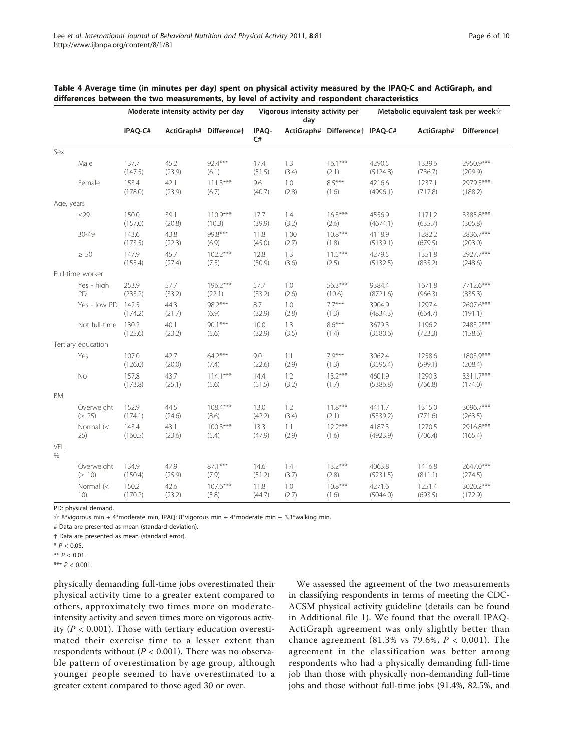**Table 4 Average time (in minutes per day) spent on physical activity measured by the IPAQ-C and ActiGraph, and differences between the two measurements, by level of activity and respondent characteristics**

| | | Moderate intensity activity per day | | | Vigorous intensity activity per day | | | Metabolic equivalent task per week☆ | | |
|---|---|---|---|---|---|---|---|---|---|---|
| | | IPAQ-C# | ActiGraph# | Difference† | IPAQ-C# | ActiGraph# | Difference† | IPAQ-C# | ActiGraph# | Difference† |
| Sex | | | | | | | | | | |
| | Male | 137.7 (147.5) | 45.2 (23.9) | 92.4*** (6.1) | 17.4 (51.5) | 1.3 (3.4) | 16.1*** (2.1) | 4290.5 (5124.8) | 1339.6 (736.7) | 2950.9*** (209.9) |
| | Female | 153.4 (178.0) | 42.1 (23.9) | 111.3*** (6.7) | 9.6 (40.7) | 1.0 (2.8) | 8.5*** (1.6) | 4216.6 (4996.1) | 1237.1 (717.8) | 2979.5*** (188.2) |
| Age, years | | | | | | | | | | |
| | ≤29 | 150.0 (157.0) | 39.1 (20.8) | 110.9*** (10.3) | 17.7 (39.9) | 1.4 (3.2) | 16.3*** (2.6) | 4556.9 (4674.1) | 1171.2 (635.7) | 3385.8*** (305.8) |
| | 30-49 | 143.6 (173.5) | 43.8 (22.3) | 99.8*** (6.9) | 11.8 (45.0) | 1.00 (2.7) | 10.8*** (1.8) | 4118.9 (5139.1) | 1282.2 (679.5) | 2836.7*** (203.0) |
| | ≥ 50 | 147.9 (155.4) | 45.7 (27.4) | 102.2*** (7.5) | 12.8 (50.9) | 1.3 (3.6) | 11.5*** (2.5) | 4279.5 (5132.5) | 1351.8 (835.2) | 2927.7*** (248.6) |
| Full-time worker | | | | | | | | | | |
| | Yes - high PD | 253.9 (233.2) | 57.7 (33.2) | 196.2*** (22.1) | 57.7 (33.2) | 1.0 (2.6) | 56.3*** (10.6) | 9384.4 (8721.6) | 1671.8 (966.3) | 7712.6*** (835.3) |
| | Yes - low PD | 142.5 (174.2) | 44.3 (21.7) | 98.2*** (6.9) | 8.7 (32.9) | 1.0 (2.8) | 7.7*** (1.3) | 3904.9 (4834.3) | 1297.4 (664.7) | 2607.6*** (191.1) |
| | Not full-time | 130.2 (125.6) | 40.1 (23.2) | 90.1*** (5.6) | 10.0 (32.9) | 1.3 (3.5) | 8.6*** (1.4) | 3679.3 (3580.6) | 1196.2 (723.3) | 2483.2*** (158.6) |
| Tertiary education | | | | | | | | | | |
| | Yes | 107.0 (126.0) | 42.7 (20.0) | 64.2*** (7.4) | 9.0 (22.6) | 1.1 (2.9) | 7.9*** (1.3) | 3062.4 (3595.4) | 1258.6 (599.1) | 1803.9*** (208.4) |
| | No | 157.8 (173.8) | 43.7 (25.1) | 114.1*** (5.6) | 14.4 (51.5) | 1.2 (3.2) | 13.2*** (1.7) | 4601.9 (5386.8) | 1290.3 (766.8) | 3311.7*** (174.0) |
| BMI | | | | | | | | | | |
| | Overweight (≥ 25) | 152.9 (174.1) | 44.5 (24.6) | 108.4*** (8.6) | 13.0 (42.2) | 1.2 (3.4) | 11.8*** (2.1) | 4411.7 (5339.2) | 1315.0 (771.6) | 3096.7*** (263.5) |
| | Normal (< 25) | 143.4 (160.5) | 43.1 (23.6) | 100.3*** (5.4) | 13.3 (47.9) | 1.1 (2.9) | 12.2*** (1.6) | 4187.3 (4923.9) | 1270.5 (706.4) | 2916.8*** (165.4) |
| VFL, % | | | | | | | | | | |
| | Overweight (≥ 10) | 134.9 (150.4) | 47.9 (25.9) | 87.1*** (7.9) | 14.6 (51.2) | 1.4 (3.7) | 13.2*** (2.8) | 4063.8 (5231.5) | 1416.8 (811.1) | 2647.0*** (274.5) |
| | Normal (< 10) | 150.2 (170.2) | 42.6 (23.2) | 107.6*** (5.8) | 11.8 (44.7) | 1.0 (2.7) | 10.8*** (1.6) | 4271.6 (5044.0) | 1251.4 (693.5) | 3020.2*** (172.9) |

PD: physical demand.

☆ 8*vigorous min + 4*moderate min, IPAQ: 8*vigorous min + 4*moderate min + 3.3*walking min.

# Data are presented as mean (standard deviation).

† Data are presented as mean (standard error).

* $P < 0.05$.

** $P < 0.01$.

*** $P < 0.001$.

physically demanding full-time jobs overestimated their physical activity time to a greater extent compared to others, approximately two times more on moderate-intensity activity and seven times more on vigorous activity ($P < 0.001$). Those with tertiary education overestimated their exercise time to a lesser extent than respondents without ($P < 0.001$). There was no observable pattern of overestimation by age group, although younger people seemed to have overestimated to a greater extent compared to those aged 30 or over.

We assessed the agreement of the two measurements in classifying respondents in terms of meeting the CDC-ACSM physical activity guideline (details can be found in Additional file 1). We found that the overall IPAQ-ActiGraph agreement was only slightly better than chance agreement (81.3% vs 79.6%, $P < 0.001$). The agreement in the classification was better among respondents who had a physically demanding full-time job than those with physically non-demanding full-time jobs and those without full-time jobs (91.4%, 82.5%, and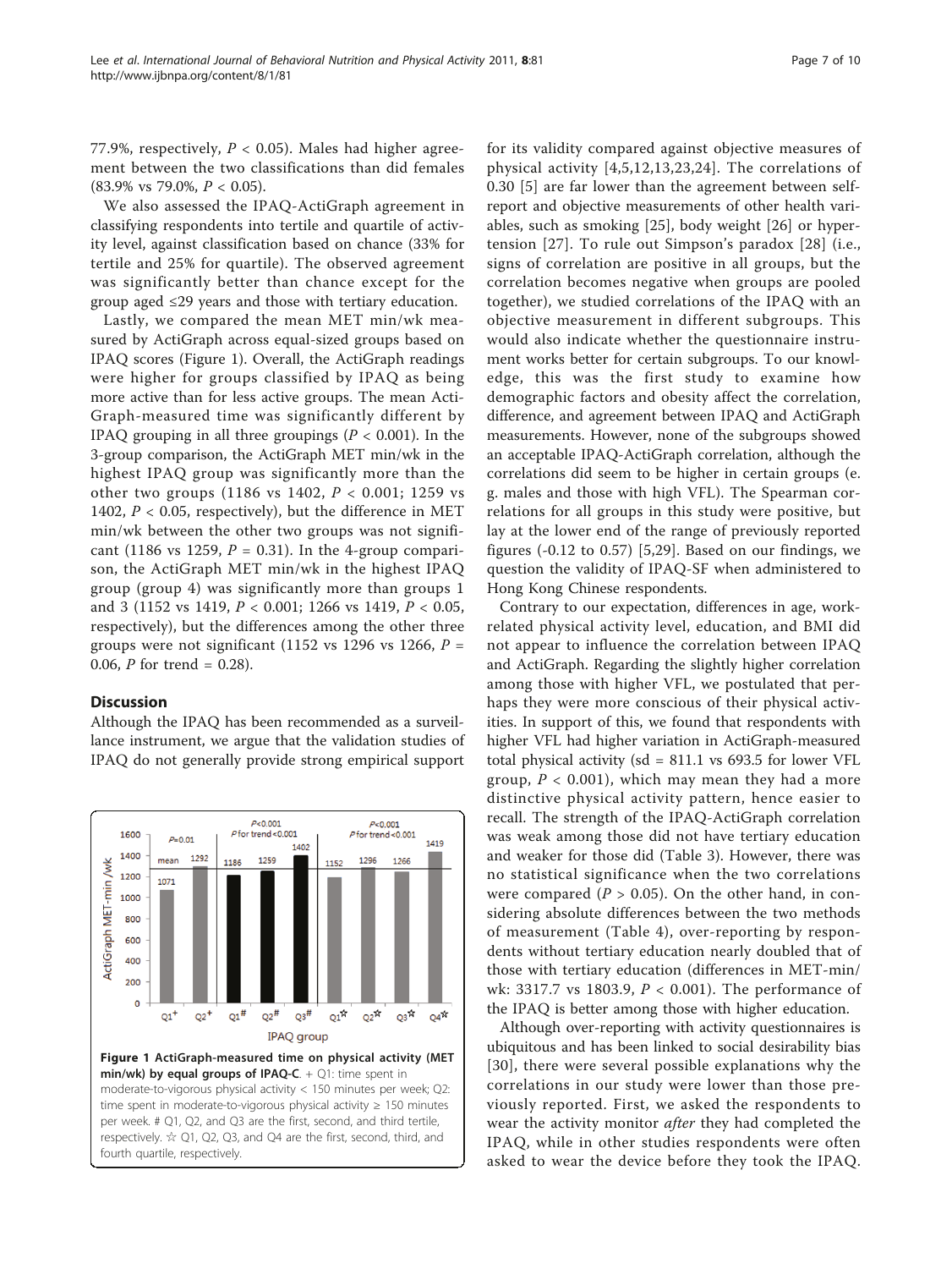77.9%, respectively, $P < 0.05$). Males had higher agreement between the two classifications than did females (83.9% vs 79.0%, $P < 0.05$).

We also assessed the IPAQ-ActiGraph agreement in classifying respondents into tertile and quartile of activity level, against classification based on chance (33% for tertile and 25% for quartile). The observed agreement was significantly better than chance except for the group aged ≤29 years and those with tertiary education.

Lastly, we compared the mean MET min/wk measured by ActiGraph across equal-sized groups based on IPAQ scores (Figure 1). Overall, the ActiGraph readings were higher for groups classified by IPAQ as being more active than for less active groups. The mean ActiGraph-measured time was significantly different by IPAQ grouping in all three groupings ($P < 0.001$). In the 3-group comparison, the ActiGraph MET min/wk in the highest IPAQ group was significantly more than the other two groups (1186 vs 1402, $P < 0.001$; 1259 vs 1402, $P < 0.05$, respectively), but the difference in MET min/wk between the other two groups was not significant (1186 vs 1259, $P = 0.31$). In the 4-group comparison, the ActiGraph MET min/wk in the highest IPAQ group (group 4) was significantly more than groups 1 and 3 (1152 vs 1419, $P < 0.001$; 1266 vs 1419, $P < 0.05$, respectively), but the differences among the other three groups were not significant (1152 vs 1296 vs 1266, $P = 0.06$, $P$ for trend = 0.28).

## Discussion

Although the IPAQ has been recommended as a surveillance instrument, we argue that the validation studies of IPAQ do not generally provide strong empirical support

ActiGraph MET-min /wk
P=0.01
P<0.001
P for trend<0.001
P<0.001
P for trend<0.001
mean
1071
1292
1186
1259
1402
1152
1296
1266
1419
Q1+ Q2+ Q1# Q2# Q3# Q1☆ Q2☆ Q3☆ Q4☆
IPAQ group

**Figure 1 ActiGraph-measured time on physical activity (MET min/wk) by equal groups of IPAQ-C**. + Q1: time spent in moderate-to-vigorous physical activity < 150 minutes per week; Q2: time spent in moderate-to-vigorous physical activity ≥ 150 minutes per week. # Q1, Q2, and Q3 are the first, second, and third tertile, respectively. ☆ Q1, Q2, Q3, and Q4 are the first, second, third, and fourth quartile, respectively.

for its validity compared against objective measures of physical activity [4,5,12,13,23,24]. The correlations of 0.30 [5] are far lower than the agreement between self-report and objective measurements of other health variables, such as smoking [25], body weight [26] or hypertension [27]. To rule out Simpson's paradox [28] (i.e., signs of correlation are positive in all groups, but the correlation becomes negative when groups are pooled together), we studied correlations of the IPAQ with an objective measurement in different subgroups. This would also indicate whether the questionnaire instrument works better for certain subgroups. To our knowledge, this was the first study to examine how demographic factors and obesity affect the correlation, difference, and agreement between IPAQ and ActiGraph measurements. However, none of the subgroups showed an acceptable IPAQ-ActiGraph correlation, although the correlations did seem to be higher in certain groups (e.g. males and those with high VFL). The Spearman correlations for all groups in this study were positive, but lay at the lower end of the range of previously reported figures (-0.12 to 0.57) [5,29]. Based on our findings, we question the validity of IPAQ-SF when administered to Hong Kong Chinese respondents.

Contrary to our expectation, differences in age, work-related physical activity level, education, and BMI did not appear to influence the correlation between IPAQ and ActiGraph. Regarding the slightly higher correlation among those with higher VFL, we postulated that perhaps they were more conscious of their physical activities. In support of this, we found that respondents with higher VFL had higher variation in ActiGraph-measured total physical activity (sd = 811.1 vs 693.5 for lower VFL group, $P < 0.001$), which may mean they had a more distinctive physical activity pattern, hence easier to recall. The strength of the IPAQ-ActiGraph correlation was weak among those did not have tertiary education and weaker for those did (Table 3). However, there was no statistical significance when the two correlations were compared ($P > 0.05$). On the other hand, in considering absolute differences between the two methods of measurement (Table 4), over-reporting by respondents without tertiary education nearly doubled that of those with tertiary education (differences in MET-min/wk: 3317.7 vs 1803.9, $P < 0.001$). The performance of the IPAQ is better among those with higher education.

Although over-reporting with activity questionnaires is ubiquitous and has been linked to social desirability bias [30], there were several possible explanations why the correlations in our study were lower than those previously reported. First, we asked the respondents to wear the activity monitor *after* they had completed the IPAQ, while in other studies respondents were often asked to wear the device before they took the IPAQ.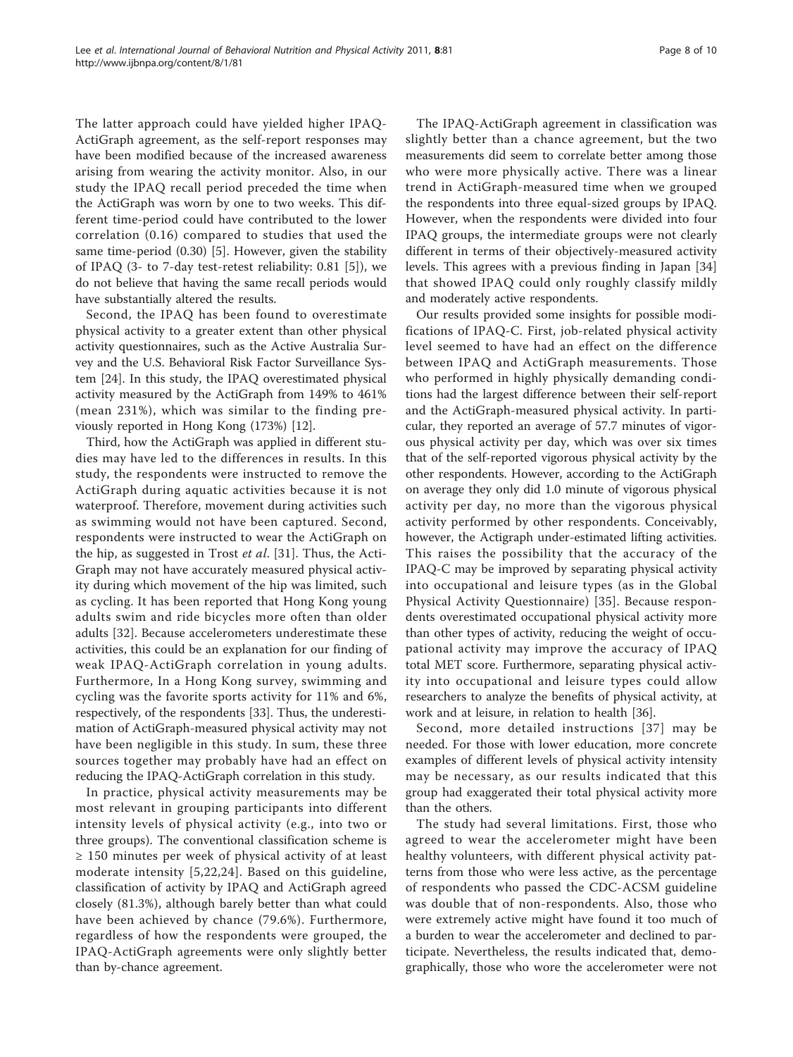The latter approach could have yielded higher IPAQ-ActiGraph agreement, as the self-report responses may have been modified because of the increased awareness arising from wearing the activity monitor. Also, in our study the IPAQ recall period preceded the time when the ActiGraph was worn by one to two weeks. This different time-period could have contributed to the lower correlation (0.16) compared to studies that used the same time-period (0.30) [5]. However, given the stability of IPAQ (3- to 7-day test-retest reliability: 0.81 [5]), we do not believe that having the same recall periods would have substantially altered the results.

Second, the IPAQ has been found to overestimate physical activity to a greater extent than other physical activity questionnaires, such as the Active Australia Survey and the U.S. Behavioral Risk Factor Surveillance System [24]. In this study, the IPAQ overestimated physical activity measured by the ActiGraph from 149% to 461% (mean 231%), which was similar to the finding previously reported in Hong Kong (173%) [12].

Third, how the ActiGraph was applied in different studies may have led to the differences in results. In this study, the respondents were instructed to remove the ActiGraph during aquatic activities because it is not waterproof. Therefore, movement during activities such as swimming would not have been captured. Second, respondents were instructed to wear the ActiGraph on the hip, as suggested in Trost *et al*. [31]. Thus, the ActiGraph may not have accurately measured physical activity during which movement of the hip was limited, such as cycling. It has been reported that Hong Kong young adults swim and ride bicycles more often than older adults [32]. Because accelerometers underestimate these activities, this could be an explanation for our finding of weak IPAQ-ActiGraph correlation in young adults. Furthermore, In a Hong Kong survey, swimming and cycling was the favorite sports activity for 11% and 6%, respectively, of the respondents [33]. Thus, the underestimation of ActiGraph-measured physical activity may not have been negligible in this study. In sum, these three sources together may probably have had an effect on reducing the IPAQ-ActiGraph correlation in this study.

In practice, physical activity measurements may be most relevant in grouping participants into different intensity levels of physical activity (e.g., into two or three groups). The conventional classification scheme is ≥ 150 minutes per week of physical activity of at least moderate intensity [5,22,24]. Based on this guideline, classification of activity by IPAQ and ActiGraph agreed closely (81.3%), although barely better than what could have been achieved by chance (79.6%). Furthermore, regardless of how the respondents were grouped, the IPAQ-ActiGraph agreements were only slightly better than by-chance agreement.

The IPAQ-ActiGraph agreement in classification was slightly better than a chance agreement, but the two measurements did seem to correlate better among those who were more physically active. There was a linear trend in ActiGraph-measured time when we grouped the respondents into three equal-sized groups by IPAQ. However, when the respondents were divided into four IPAQ groups, the intermediate groups were not clearly different in terms of their objectively-measured activity levels. This agrees with a previous finding in Japan [34] that showed IPAQ could only roughly classify mildly and moderately active respondents.

Our results provided some insights for possible modifications of IPAQ-C. First, job-related physical activity level seemed to have had an effect on the difference between IPAQ and ActiGraph measurements. Those who performed in highly physically demanding conditions had the largest difference between their self-report and the ActiGraph-measured physical activity. In particular, they reported an average of 57.7 minutes of vigorous physical activity per day, which was over six times that of the self-reported vigorous physical activity by the other respondents. However, according to the ActiGraph on average they only did 1.0 minute of vigorous physical activity per day, no more than the vigorous physical activity performed by other respondents. Conceivably, however, the Actigraph under-estimated lifting activities. This raises the possibility that the accuracy of the IPAQ-C may be improved by separating physical activity into occupational and leisure types (as in the Global Physical Activity Questionnaire) [35]. Because respondents overestimated occupational physical activity more than other types of activity, reducing the weight of occupational activity may improve the accuracy of IPAQ total MET score. Furthermore, separating physical activity into occupational and leisure types could allow researchers to analyze the benefits of physical activity, at work and at leisure, in relation to health [36].

Second, more detailed instructions [37] may be needed. For those with lower education, more concrete examples of different levels of physical activity intensity may be necessary, as our results indicated that this group had exaggerated their total physical activity more than the others.

The study had several limitations. First, those who agreed to wear the accelerometer might have been healthy volunteers, with different physical activity patterns from those who were less active, as the percentage of respondents who passed the CDC-ACSM guideline was double that of non-respondents. Also, those who were extremely active might have found it too much of a burden to wear the accelerometer and declined to participate. Nevertheless, the results indicated that, demographically, those who wore the accelerometer were not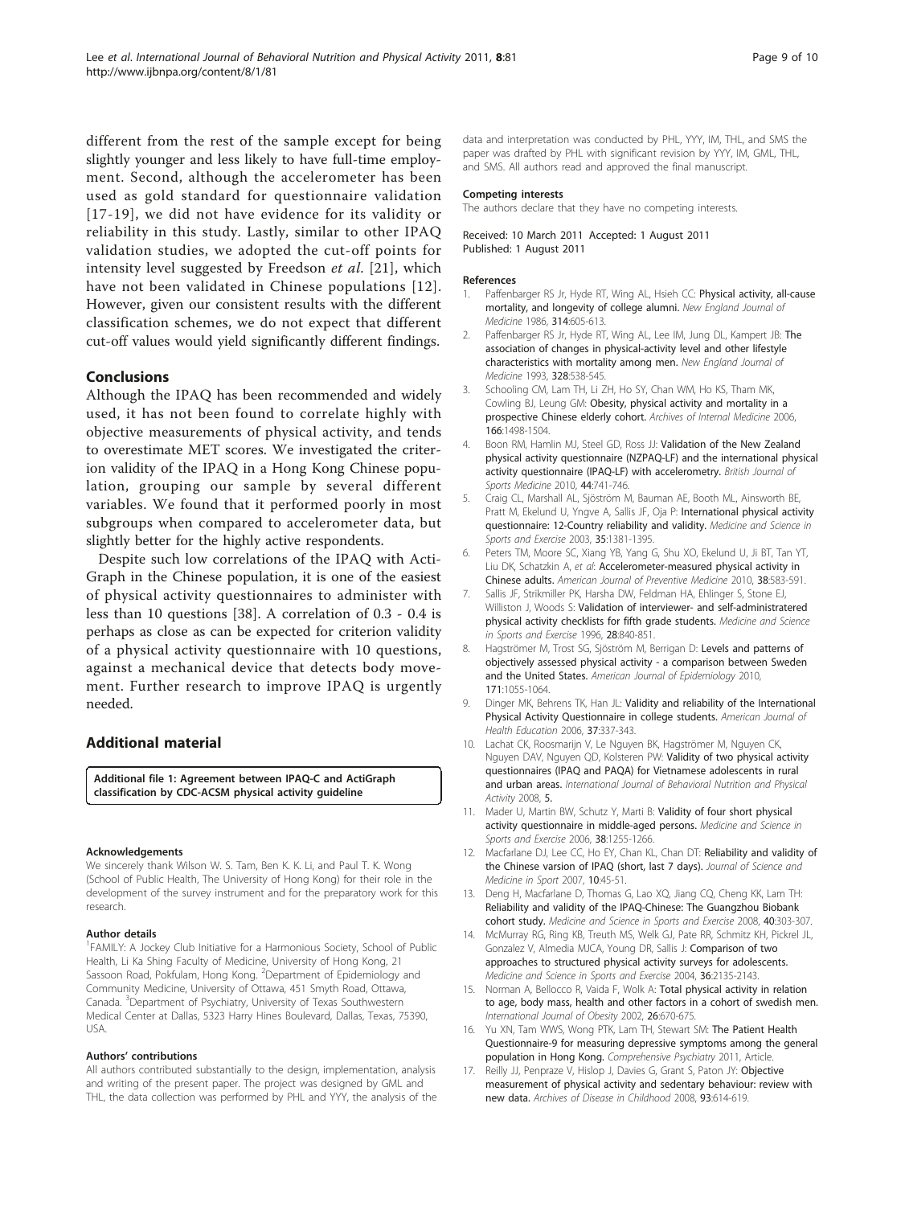different from the rest of the sample except for being slightly younger and less likely to have full-time employment. Second, although the accelerometer has been used as gold standard for questionnaire validation [17-19], we did not have evidence for its validity or reliability in this study. Lastly, similar to other IPAQ validation studies, we adopted the cut-off points for intensity level suggested by Freedson *et al.* [21], which have not been validated in Chinese populations [12]. However, given our consistent results with the different classification schemes, we do not expect that different cut-off values would yield significantly different findings.

## Conclusions

Although the IPAQ has been recommended and widely used, it has not been found to correlate highly with objective measurements of physical activity, and tends to overestimate MET scores. We investigated the criterion validity of the IPAQ in a Hong Kong Chinese population, grouping our sample by several different variables. We found that it performed poorly in most subgroups when compared to accelerometer data, but slightly better for the highly active respondents.

Despite such low correlations of the IPAQ with ActiGraph in the Chinese population, it is one of the easiest of physical activity questionnaires to administer with less than 10 questions [38]. A correlation of 0.3 - 0.4 is perhaps as close as can be expected for criterion validity of a physical activity questionnaire with 10 questions, against a mechanical device that detects body movement. Further research to improve IPAQ is urgently needed.

## Additional material

**Additional file 1: Agreement between IPAQ-C and ActiGraph classification by CDC-ACSM physical activity guideline**

#### Acknowledgements

We sincerely thank Wilson W. S. Tam, Ben K. K. Li, and Paul T. K. Wong (School of Public Health, The University of Hong Kong) for their role in the development of the survey instrument and for the preparatory work for this research.

#### Author details

[1]FAMILY: A Jockey Club Initiative for a Harmonious Society, School of Public Health, Li Ka Shing Faculty of Medicine, University of Hong Kong, 21 Sassoon Road, Pokfulam, Hong Kong. [2]Department of Epidemiology and Community Medicine, University of Ottawa, 451 Smyth Road, Ottawa, Canada. [3]Department of Psychiatry, University of Texas Southwestern Medical Center at Dallas, 5323 Harry Hines Boulevard, Dallas, Texas, 75390, USA.

#### Authors' contributions

All authors contributed substantially to the design, implementation, analysis and writing of the present paper. The project was designed by GML and THL, the data collection was performed by PHL and YYY, the analysis of the data and interpretation was conducted by PHL, YYY, IM, THL, and SMS the paper was drafted by PHL with significant revision by YYY, IM, GML, THL, and SMS. All authors read and approved the final manuscript.

#### Competing interests

The authors declare that they have no competing interests.

Received: 10 March 2011 Accepted: 1 August 2011
Published: 1 August 2011

#### References

1. Paffenbarger RS Jr, Hyde RT, Wing AL, Hsieh CC: **Physical activity, all-cause mortality, and longevity of college alumni.** *New England Journal of Medicine* 1986, **314**:605-613.
2. Paffenbarger RS Jr, Hyde RT, Wing AL, Lee IM, Jung DL, Kampert JB: **The association of changes in physical-activity level and other lifestyle characteristics with mortality among men.** *New England Journal of Medicine* 1993, **328**:538-545.
3. Schooling CM, Lam TH, Li ZH, Ho SY, Chan WM, Ho KS, Tham MK, Cowling BJ, Leung GM: **Obesity, physical activity and mortality in a prospective Chinese elderly cohort.** *Archives of Internal Medicine* 2006, **166**:1498-1504.
4. Boon RM, Hamlin MJ, Steel GD, Ross JJ: **Validation of the New Zealand physical activity questionnaire (NZPAQ-LF) and the international physical activity questionnaire (IPAQ-LF) with accelerometry.** *British Journal of Sports Medicine* 2010, **44**:741-746.
5. Craig CL, Marshall AL, Sjöström M, Bauman AE, Booth ML, Ainsworth BE, Pratt M, Ekelund U, Yngve A, Sallis JF, Oja P: **International physical activity questionnaire: 12-Country reliability and validity.** *Medicine and Science in Sports and Exercise* 2003, **35**:1381-1395.
6. Peters TM, Moore SC, Xiang YB, Yang G, Shu XO, Ekelund U, Ji BT, Tan YT, Liu DK, Schatzkin A, *et al*: **Accelerometer-measured physical activity in Chinese adults.** *American Journal of Preventive Medicine* 2010, **38**:583-591.
7. Sallis JF, Strikmiller PK, Harsha DW, Feldman HA, Ehlinger S, Stone EJ, Williston J, Woods S: **Validation of interviewer- and self-administratered physical activity checklists for fifth grade students.** *Medicine and Science in Sports and Exercise* 1996, **28**:840-851.
8. Hagströmer M, Trost SG, Sjöström M, Berrigan D: **Levels and patterns of objectively assessed physical activity - a comparison between Sweden and the United States.** *American Journal of Epidemiology* 2010, **171**:1055-1064.
9. Dinger MK, Behrens TK, Han JL: **Validity and reliability of the International Physical Activity Questionnaire in college students.** *American Journal of Health Education* 2006, **37**:337-343.
10. Lachat CK, Roosmarijn V, Le Nguyen BK, Hagströmer M, Nguyen CK, Nguyen DAV, Nguyen QD, Kolsteren PW: **Validity of two physical activity questionnaires (IPAQ and PAQA) for Vietnamese adolescents in rural and urban areas.** *International Journal of Behavioral Nutrition and Physical Activity* 2008, **5**.
11. Mader U, Martin BW, Schutz Y, Marti B: **Validity of four short physical activity questionnaire in middle-aged persons.** *Medicine and Science in Sports and Exercise* 2006, **38**:1255-1266.
12. Macfarlane DJ, Lee CC, Ho EY, Chan KL, Chan DT: **Reliability and validity of the Chinese varsion of IPAQ (short, last 7 days).** *Journal of Science and Medicine in Sport* 2007, **10**:45-51.
13. Deng H, Macfarlane D, Thomas G, Lao XQ, Jiang CQ, Cheng KK, Lam TH: **Reliability and validity of the IPAQ-Chinese: The Guangzhou Biobank cohort study.** *Medicine and Science in Sports and Exercise* 2008, **40**:303-307.
14. McMurray RG, Ring KB, Treuth MS, Welk GJ, Pate RR, Schmitz KH, Pickrel JL, Gonzalez V, Almedia MJCA, Young DR, Sallis J: **Comparison of two approaches to structured physical activity surveys for adolescents.** *Medicine and Science in Sports and Exercise* 2004, **36**:2135-2143.
15. Norman A, Bellocco R, Vaida F, Wolk A: **Total physical activity in relation to age, body mass, health and other factors in a cohort of swedish men.** *International Journal of Obesity* 2002, **26**:670-675.
16. Yu XN, Tam WWS, Wong PTK, Lam TH, Stewart SM: **The Patient Health Questionnaire-9 for measuring depressive symptoms among the general population in Hong Kong.** *Comprehensive Psychiatry* 2011, Article.
17. Reilly JJ, Penpraze V, Hislop J, Davies G, Grant S, Paton JY: **Objective measurement of physical activity and sedentary behaviour: review with new data.** *Archives of Disease in Childhood* 2008, **93**:614-619.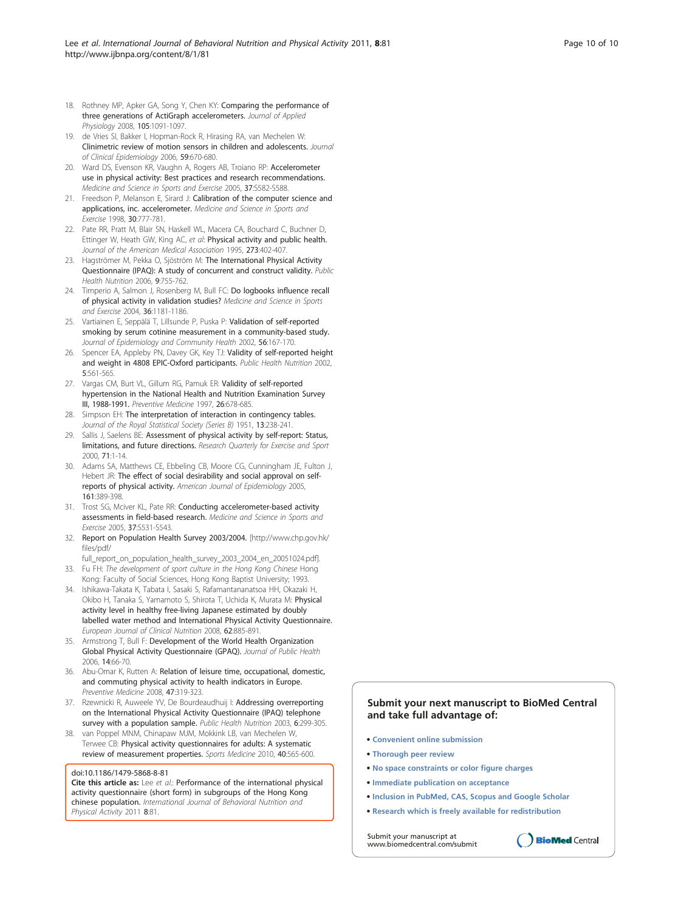18. Rothney MP, Apker GA, Song Y, Chen KY: **Comparing the performance of three generations of ActiGraph accelerometers.** *Journal of Applied Physiology* 2008, **105**:1091-1097.
19. de Vries SI, Bakker I, Hopman-Rock R, Hirasing RA, van Mechelen W: **Clinimetric review of motion sensors in children and adolescents.** *Journal of Clinical Epidemiology* 2006, **59**:670-680.
20. Ward DS, Evenson KR, Vaughn A, Rogers AB, Troiano RP: **Accelerometer use in physical activity: Best practices and research recommendations.** *Medicine and Science in Sports and Exercise* 2005, **37**:S582-S588.
21. Freedson P, Melanson E, Sirard J: **Calibration of the computer science and applications, inc. accelerometer.** *Medicine and Science in Sports and Exercise* 1998, **30**:777-781.
22. Pate RR, Pratt M, Blair SN, Haskell WL, Macera CA, Bouchard C, Buchner D, Ettinger W, Heath GW, King AC, *et al*: **Physical activity and public health.** *Journal of the American Medical Association* 1995, **273**:402-407.
23. Hagströmer M, Pekka O, Sjöström M: **The International Physical Activity Questionnaire (IPAQ): A study of concurrent and construct validity.** *Public Health Nutrition* 2006, **9**:755-762.
24. Timperio A, Salmon J, Rosenberg M, Bull FC: **Do logbooks influence recall of physical activity in validation studies?** *Medicine and Science in Sports and Exercise* 2004, **36**:1181-1186.
25. Vartiainen E, Seppälä T, Lillsunde P, Puska P: **Validation of self-reported smoking by serum cotinine measurement in a community-based study.** *Journal of Epidemiology and Community Health* 2002, **56**:167-170.
26. Spencer EA, Appleby PN, Davey GK, Key TJ: **Validity of self-reported height and weight in 4808 EPIC-Oxford participants.** *Public Health Nutrition* 2002, **5**:561-565.
27. Vargas CM, Burt VL, Gillum RG, Pamuk ER: **Validity of self-reported hypertension in the National Health and Nutrition Examination Survey III, 1988-1991.** *Preventive Medicine* 1997, **26**:678-685.
28. Simpson EH: **The interpretation of interaction in contingency tables.** *Journal of the Royal Statistical Society (Series B)* 1951, **13**:238-241.
29. Sallis J, Saelens BE: **Assessment of physical activity by self-report: Status, limitations, and future directions.** *Research Quarterly for Exercise and Sport* 2000, **71**:1-14.
30. Adams SA, Matthews CE, Ebbeling CB, Moore CG, Cunningham JE, Fulton J, Hebert JR: **The effect of social desirability and social approval on self-reports of physical activity.** *American Journal of Epidemiology* 2005, **161**:389-398.
31. Trost SG, Mciver KL, Pate RR: **Conducting accelerometer-based activity assessments in field-based research.** *Medicine and Science in Sports and Exercise* 2005, **37**:S531-S543.
32. **Report on Population Health Survey 2003/2004.** [http://www.chp.gov.hk/files/pdf/full_report_on_population_health_survey_2003_2004_en_20051024.pdf].
33. Fu FH: *The development of sport culture in the Hong Kong Chinese* Hong Kong: Faculty of Social Sciences, Hong Kong Baptist University; 1993.
34. Ishikawa-Takata K, Tabata I, Sasaki S, Rafamantanantsoa HH, Okazaki H, Okibo H, Tanaka S, Yamamoto S, Shirota T, Uchida K, Murata M: **Physical activity level in healthy free-living Japanese estimated by doubly labelled water method and International Physical Activity Questionnaire.** *European Journal of Clinical Nutrition* 2008, **62**:885-891.
35. Armstrong T, Bull F: **Development of the World Health Organization Global Physical Activity Questionnaire (GPAQ).** *Journal of Public Health* 2006, **14**:66-70.
36. Abu-Omar K, Rutten A: **Relation of leisure time, occupational, domestic, and commuting physical activity to health indicators in Europe.** *Preventive Medicine* 2008, **47**:319-323.
37. Rzewnicki R, Auweele YV, De Bourdeaudhuij I: **Addressing overreporting on the International Physical Activity Questionnaire (IPAQ) telephone survey with a population sample.** *Public Health Nutrition* 2003, **6**:299-305.
38. van Poppel MNM, Chinapaw MJM, Mokkink LB, van Mechelen W, Terwee CB: **Physical activity questionnaires for adults: A systematic review of measurement properties.** *Sports Medicine* 2010, **40**:565-600.

doi:10.1186/1479-5868-8-81

**Cite this article as:** Lee *et al.*: Performance of the international physical activity questionnaire (short form) in subgroups of the Hong Kong chinese population. *International Journal of Behavioral Nutrition and Physical Activity* 2011 **8**:81.

**Submit your next manuscript to BioMed Central and take full advantage of:**

- Convenient online submission
- Thorough peer review
- No space constraints or color figure charges
- Immediate publication on acceptance
- Inclusion in PubMed, CAS, Scopus and Google Scholar
- Research which is freely available for redistribution

Submit your manuscript at www.biomedcentral.com/submit

BioMed Central